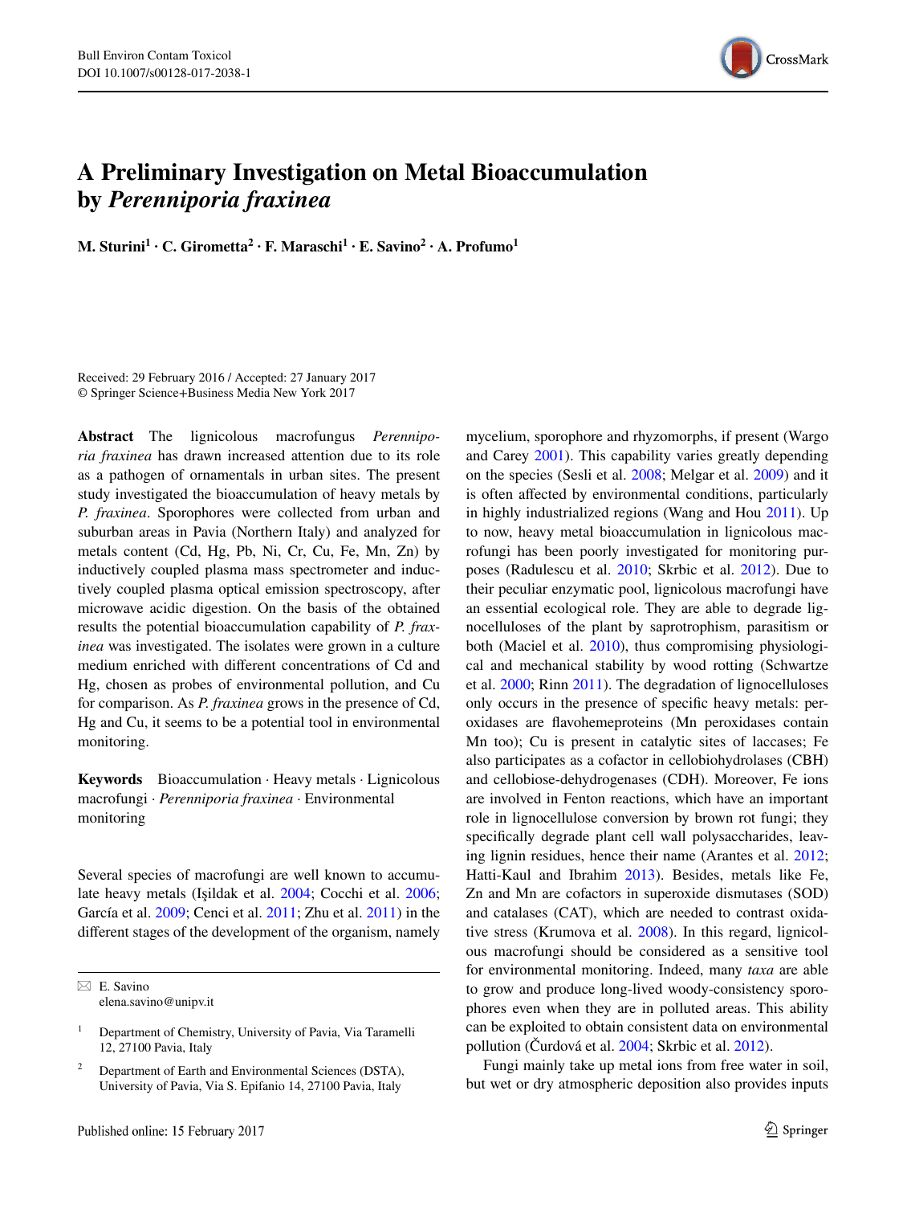# A Preliminary Investigation on Metal Bioaccumulation by *Perenniporia fraxinea*

**M. Sturini[1] · C. Girometta[2] · F. Maraschi[1] · E. Savino[2] · A. Profumo[1]**

Received: 29 February 2016 / Accepted: 27 January 2017
© Springer Science+Business Media New York 2017

**Abstract** The lignicolous macrofungus *Perenniporia fraxinea* has drawn increased attention due to its role as a pathogen of ornamentals in urban sites. The present study investigated the bioaccumulation of heavy metals by *P. fraxinea*. Sporophores were collected from urban and suburban areas in Pavia (Northern Italy) and analyzed for metals content (Cd, Hg, Pb, Ni, Cr, Cu, Fe, Mn, Zn) by inductively coupled plasma mass spectrometer and inductively coupled plasma optical emission spectroscopy, after microwave acidic digestion. On the basis of the obtained results the potential bioaccumulation capability of *P. fraxinea* was investigated. The isolates were grown in a culture medium enriched with different concentrations of Cd and Hg, chosen as probes of environmental pollution, and Cu for comparison. As *P. fraxinea* grows in the presence of Cd, Hg and Cu, it seems to be a potential tool in environmental monitoring.

**Keywords** Bioaccumulation · Heavy metals · Lignicolous macrofungi · *Perenniporia fraxinea* · Environmental monitoring

Several species of macrofungi are well known to accumulate heavy metals (Işildak et al. 2004; Cocchi et al. 2006; García et al. 2009; Cenci et al. 2011; Zhu et al. 2011) in the different stages of the development of the organism, namely mycelium, sporophore and rhyzomorphs, if present (Wargo and Carey 2001). This capability varies greatly depending on the species (Sesli et al. 2008; Melgar et al. 2009) and it is often affected by environmental conditions, particularly in highly industrialized regions (Wang and Hou 2011). Up to now, heavy metal bioaccumulation in lignicolous macrofungi has been poorly investigated for monitoring purposes (Radulescu et al. 2010; Skrbic et al. 2012). Due to their peculiar enzymatic pool, lignicolous macrofungi have an essential ecological role. They are able to degrade lignocelluloses of the plant by saprotrophism, parasitism or both (Maciel et al. 2010), thus compromising physiological and mechanical stability by wood rotting (Schwartze et al. 2000; Rinn 2011). The degradation of lignocelluloses only occurs in the presence of specific heavy metals: peroxidases are flavohemeproteins (Mn peroxidases contain Mn too); Cu is present in catalytic sites of laccases; Fe also participates as a cofactor in cellobiohydrolases (CBH) and cellobiose-dehydrogenases (CDH). Moreover, Fe ions are involved in Fenton reactions, which have an important role in lignocellulose conversion by brown rot fungi; they specifically degrade plant cell wall polysaccharides, leaving lignin residues, hence their name (Arantes et al. 2012; Hatti-Kaul and Ibrahim 2013). Besides, metals like Fe, Zn and Mn are cofactors in superoxide dismutases (SOD) and catalases (CAT), which are needed to contrast oxidative stress (Krumova et al. 2008). In this regard, lignicolous macrofungi should be considered as a sensitive tool for environmental monitoring. Indeed, many *taxa* are able to grow and produce long-lived woody-consistency sporophores even when they are in polluted areas. This ability can be exploited to obtain consistent data on environmental pollution (Čurdová et al. 2004; Skrbic et al. 2012).

Fungi mainly take up metal ions from free water in soil, but wet or dry atmospheric deposition also provides inputs

---

✉ E. Savino
elena.savino@unipv.it

[1] Department of Chemistry, University of Pavia, Via Taramelli 12, 27100 Pavia, Italy

[2] Department of Earth and Environmental Sciences (DSTA), University of Pavia, Via S. Epifanio 14, 27100 Pavia, Italy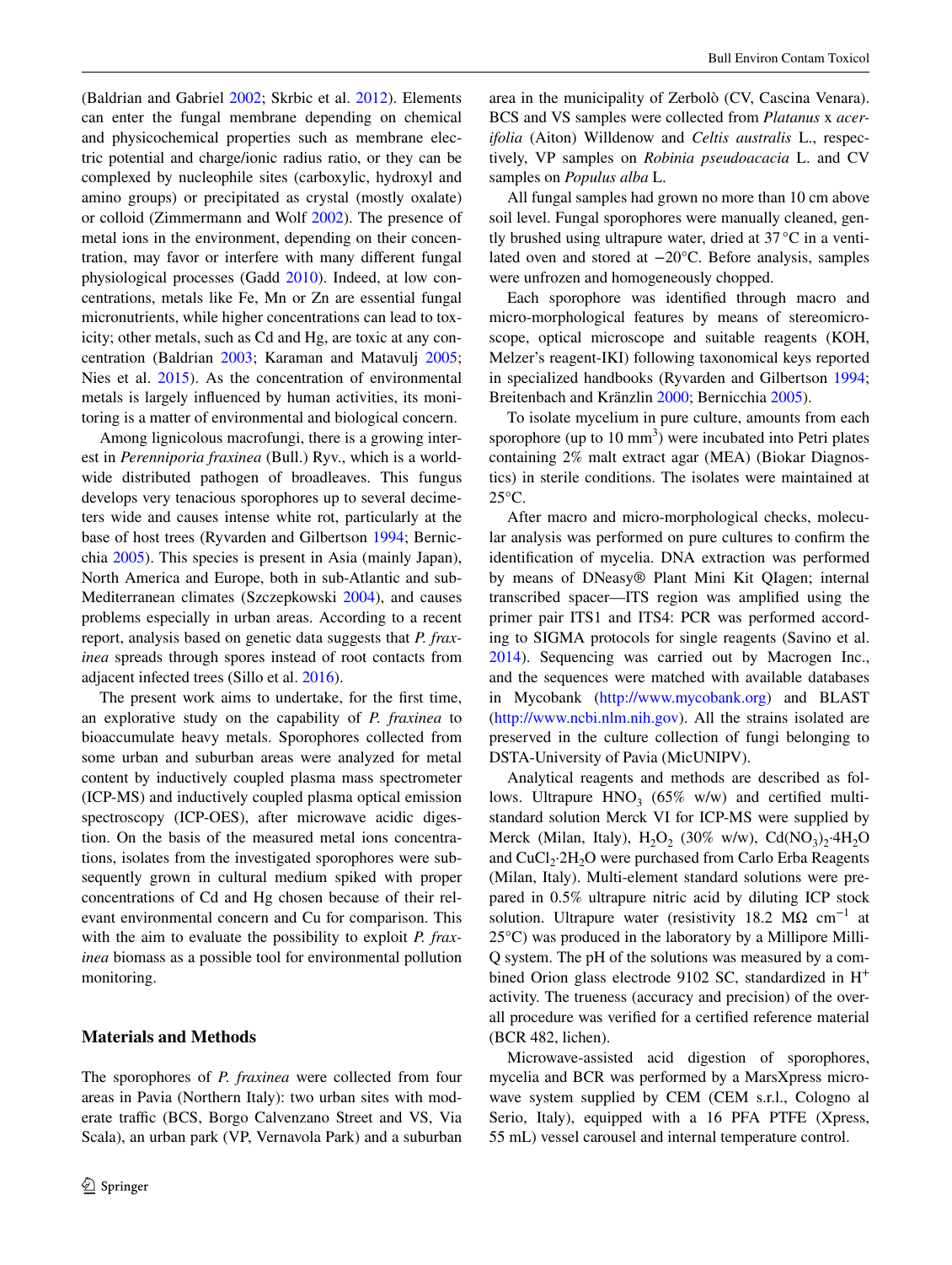(Baldrian and Gabriel 2002; Skrbic et al. 2012). Elements can enter the fungal membrane depending on chemical and physicochemical properties such as membrane electric potential and charge/ionic radius ratio, or they can be complexed by nucleophile sites (carboxylic, hydroxyl and amino groups) or precipitated as crystal (mostly oxalate) or colloid (Zimmermann and Wolf 2002). The presence of metal ions in the environment, depending on their concentration, may favor or interfere with many different fungal physiological processes (Gadd 2010). Indeed, at low concentrations, metals like Fe, Mn or Zn are essential fungal micronutrients, while higher concentrations can lead to toxicity; other metals, such as Cd and Hg, are toxic at any concentration (Baldrian 2003; Karaman and Matavulj 2005; Nies et al. 2015). As the concentration of environmental metals is largely influenced by human activities, its monitoring is a matter of environmental and biological concern.

Among lignicolous macrofungi, there is a growing interest in *Perenniporia fraxinea* (Bull.) Ryv., which is a worldwide distributed pathogen of broadleaves. This fungus develops very tenacious sporophores up to several decimeters wide and causes intense white rot, particularly at the base of host trees (Ryvarden and Gilbertson 1994; Bernicchia 2005). This species is present in Asia (mainly Japan), North America and Europe, both in sub-Atlantic and sub-Mediterranean climates (Szczepkowski 2004), and causes problems especially in urban areas. According to a recent report, analysis based on genetic data suggests that *P. fraxinea* spreads through spores instead of root contacts from adjacent infected trees (Sillo et al. 2016).

The present work aims to undertake, for the first time, an explorative study on the capability of *P. fraxinea* to bioaccumulate heavy metals. Sporophores collected from some urban and suburban areas were analyzed for metal content by inductively coupled plasma mass spectrometer (ICP-MS) and inductively coupled plasma optical emission spectroscopy (ICP-OES), after microwave acidic digestion. On the basis of the measured metal ions concentrations, isolates from the investigated sporophores were subsequently grown in cultural medium spiked with proper concentrations of Cd and Hg chosen because of their relevant environmental concern and Cu for comparison. This with the aim to evaluate the possibility to exploit *P. fraxinea* biomass as a possible tool for environmental pollution monitoring.

## Materials and Methods

The sporophores of *P. fraxinea* were collected from four areas in Pavia (Northern Italy): two urban sites with moderate traffic (BCS, Borgo Calvenzano Street and VS, Via Scala), an urban park (VP, Vernavola Park) and a suburban area in the municipality of Zerbolò (CV, Cascina Venara). BCS and VS samples were collected from *Platanus* x *acerifolia* (Aiton) Willdenow and *Celtis australis* L., respectively, VP samples on *Robinia pseudoacacia* L. and CV samples on *Populus alba* L.

All fungal samples had grown no more than 10 cm above soil level. Fungal sporophores were manually cleaned, gently brushed using ultrapure water, dried at 37 °C in a ventilated oven and stored at −20°C. Before analysis, samples were unfrozen and homogeneously chopped.

Each sporophore was identified through macro and micro-morphological features by means of stereomicroscope, optical microscope and suitable reagents (KOH, Melzer's reagent-IKI) following taxonomical keys reported in specialized handbooks (Ryvarden and Gilbertson 1994; Breitenbach and Kränzlin 2000; Bernicchia 2005).

To isolate mycelium in pure culture, amounts from each sporophore (up to 10 $mm^3$) were incubated into Petri plates containing 2% malt extract agar (MEA) (Biokar Diagnostics) in sterile conditions. The isolates were maintained at 25°C.

After macro and micro-morphological checks, molecular analysis was performed on pure cultures to confirm the identification of mycelia. DNA extraction was performed by means of DNeasy® Plant Mini Kit QIagen; internal transcribed spacer—ITS region was amplified using the primer pair ITS1 and ITS4: PCR was performed according to SIGMA protocols for single reagents (Savino et al. 2014). Sequencing was carried out by Macrogen Inc., and the sequences were matched with available databases in Mycobank (http://www.mycobank.org) and BLAST (http://www.ncbi.nlm.nih.gov). All the strains isolated are preserved in the culture collection of fungi belonging to DSTA-University of Pavia (MicUNIPV).

Analytical reagents and methods are described as follows. Ultrapure $HNO_3$ (65% w/w) and certified multistandard solution Merck VI for ICP-MS were supplied by Merck (Milan, Italy), $H_2O_2$ (30% w/w), $Cd(NO_3)_2 \cdot 4H_2O$ and $CuCl_2 \cdot 2H_2O$ were purchased from Carlo Erba Reagents (Milan, Italy). Multi-element standard solutions were prepared in 0.5% ultrapure nitric acid by diluting ICP stock solution. Ultrapure water (resistivity 18.2 MΩ $cm^{-1}$ at 25°C) was produced in the laboratory by a Millipore Milli-Q system. The pH of the solutions was measured by a combined Orion glass electrode 9102 SC, standardized in $H^+$ activity. The trueness (accuracy and precision) of the overall procedure was verified for a certified reference material (BCR 482, lichen).

Microwave-assisted acid digestion of sporophores, mycelia and BCR was performed by a MarsXpress microwave system supplied by CEM (CEM s.r.l., Cologno al Serio, Italy), equipped with a 16 PFA PTFE (Xpress, 55 mL) vessel carousel and internal temperature control.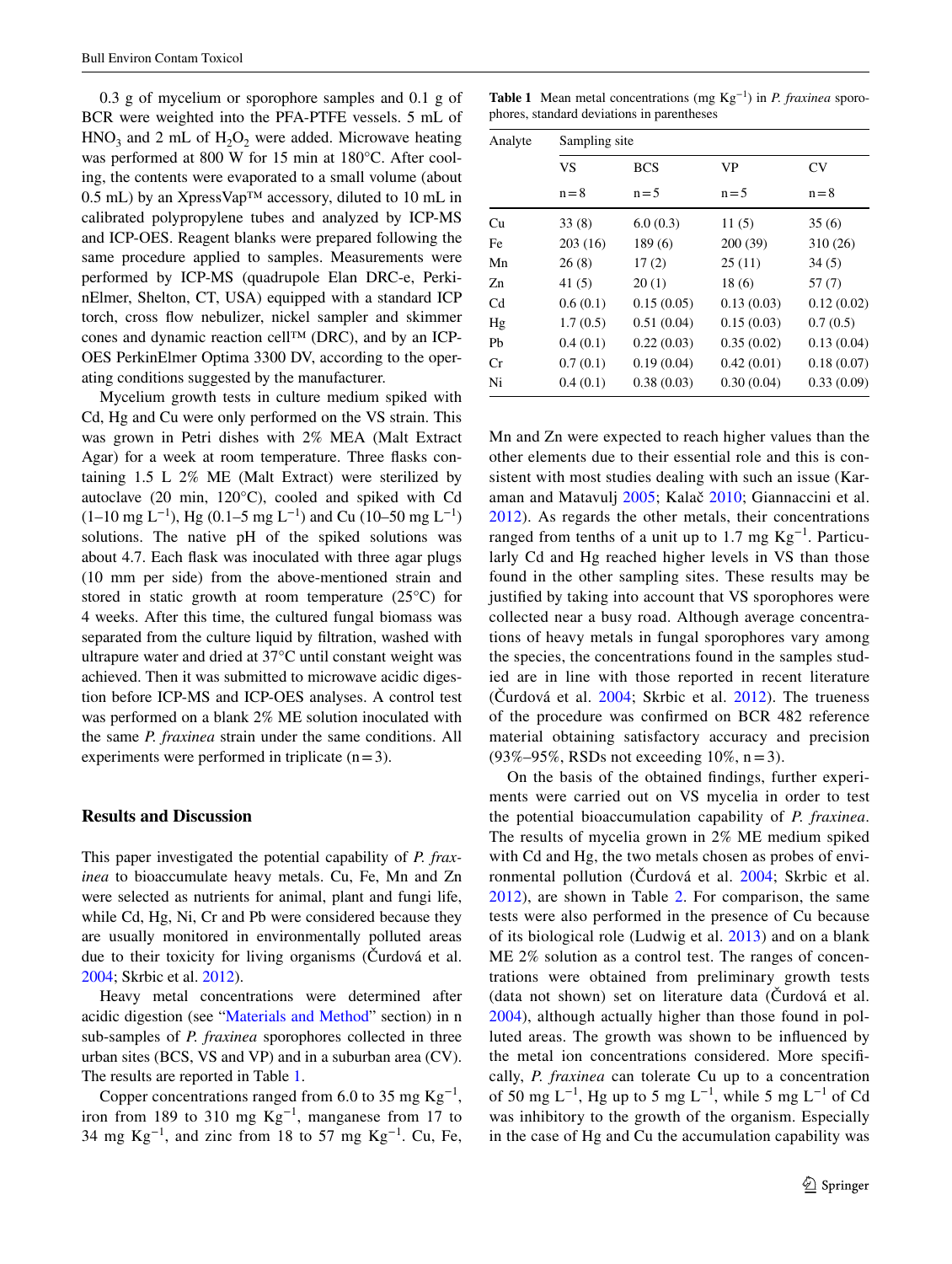0.3 g of mycelium or sporophore samples and 0.1 g of BCR were weighted into the PFA-PTFE vessels. 5 mL of $HNO_3$ and 2 mL of $H_2O_2$ were added. Microwave heating was performed at 800 W for 15 min at 180°C. After cooling, the contents were evaporated to a small volume (about 0.5 mL) by an XpressVap™ accessory, diluted to 10 mL in calibrated polypropylene tubes and analyzed by ICP-MS and ICP-OES. Reagent blanks were prepared following the same procedure applied to samples. Measurements were performed by ICP-MS (quadrupole Elan DRC-e, PerkinElmer, Shelton, CT, USA) equipped with a standard ICP torch, cross flow nebulizer, nickel sampler and skimmer cones and dynamic reaction cell™ (DRC), and by an ICP-OES PerkinElmer Optima 3300 DV, according to the operating conditions suggested by the manufacturer.

Mycelium growth tests in culture medium spiked with Cd, Hg and Cu were only performed on the VS strain. This was grown in Petri dishes with 2% MEA (Malt Extract Agar) for a week at room temperature. Three flasks containing 1.5 L 2% ME (Malt Extract) were sterilized by autoclave (20 min, 120°C), cooled and spiked with Cd (1–10 mg $L^{-1}$), Hg (0.1–5 mg $L^{-1}$) and Cu (10–50 mg $L^{-1}$) solutions. The native pH of the spiked solutions was about 4.7. Each flask was inoculated with three agar plugs (10 mm per side) from the above-mentioned strain and stored in static growth at room temperature (25°C) for 4 weeks. After this time, the cultured fungal biomass was separated from the culture liquid by filtration, washed with ultrapure water and dried at 37°C until constant weight was achieved. Then it was submitted to microwave acidic digestion before ICP-MS and ICP-OES analyses. A control test was performed on a blank 2% ME solution inoculated with the same *P. fraxinea* strain under the same conditions. All experiments were performed in triplicate (n = 3).

## Results and Discussion

This paper investigated the potential capability of *P. fraxinea* to bioaccumulate heavy metals. Cu, Fe, Mn and Zn were selected as nutrients for animal, plant and fungi life, while Cd, Hg, Ni, Cr and Pb were considered because they are usually monitored in environmentally polluted areas due to their toxicity for living organisms (Čurdová et al. 2004; Skrbic et al. 2012).

Heavy metal concentrations were determined after acidic digestion (see "Materials and Method" section) in n sub-samples of *P. fraxinea* sporophores collected in three urban sites (BCS, VS and VP) and in a suburban area (CV). The results are reported in Table 1.

Copper concentrations ranged from 6.0 to 35 mg $Kg^{-1}$, iron from 189 to 310 mg $Kg^{-1}$, manganese from 17 to 34 mg $Kg^{-1}$, and zinc from 18 to 57 mg $Kg^{-1}$. Cu, Fe, Mn and Zn were expected to reach higher values than the other elements due to their essential role and this is consistent with most studies dealing with such an issue (Karaman and Matavulj 2005; Kalač 2010; Giannaccini et al. 2012). As regards the other metals, their concentrations ranged from tenths of a unit up to 1.7 mg $Kg^{-1}$. Particularly Cd and Hg reached higher levels in VS than those found in the other sampling sites. These results may be justified by taking into account that VS sporophores were collected near a busy road. Although average concentrations of heavy metals in fungal sporophores vary among the species, the concentrations found in the samples studied are in line with those reported in recent literature (Čurdová et al. 2004; Skrbic et al. 2012). The trueness of the procedure was confirmed on BCR 482 reference material obtaining satisfactory accuracy and precision (93%–95%, RSDs not exceeding 10%, n = 3).

**Table 1** Mean metal concentrations (mg $Kg^{-1}$) in *P. fraxinea* sporophores, standard deviations in parentheses

| Analyte | Sampling site | | | |
|---|---|---|---|---|
| | VS | BCS | VP | CV |
| | n = 8 | n = 5 | n = 5 | n = 8 |
| Cu | 33 (8) | 6.0 (0.3) | 11 (5) | 35 (6) |
| Fe | 203 (16) | 189 (6) | 200 (39) | 310 (26) |
| Mn | 26 (8) | 17 (2) | 25 (11) | 34 (5) |
| Zn | 41 (5) | 20 (1) | 18 (6) | 57 (7) |
| Cd | 0.6 (0.1) | 0.15 (0.05) | 0.13 (0.03) | 0.12 (0.02) |
| Hg | 1.7 (0.5) | 0.51 (0.04) | 0.15 (0.03) | 0.7 (0.5) |
| Pb | 0.4 (0.1) | 0.22 (0.03) | 0.35 (0.02) | 0.13 (0.04) |
| Cr | 0.7 (0.1) | 0.19 (0.04) | 0.42 (0.01) | 0.18 (0.07) |
| Ni | 0.4 (0.1) | 0.38 (0.03) | 0.30 (0.04) | 0.33 (0.09) |

On the basis of the obtained findings, further experiments were carried out on VS mycelia in order to test the potential bioaccumulation capability of *P. fraxinea*. The results of mycelia grown in 2% ME medium spiked with Cd and Hg, the two metals chosen as probes of environmental pollution (Čurdová et al. 2004; Skrbic et al. 2012), are shown in Table 2. For comparison, the same tests were also performed in the presence of Cu because of its biological role (Ludwig et al. 2013) and on a blank ME 2% solution as a control test. The ranges of concentrations were obtained from preliminary growth tests (data not shown) set on literature data (Čurdová et al. 2004), although actually higher than those found in polluted areas. The growth was shown to be influenced by the metal ion concentrations considered. More specifically, *P. fraxinea* can tolerate Cu up to a concentration of 50 mg $L^{-1}$, Hg up to 5 mg $L^{-1}$, while 5 mg $L^{-1}$ of Cd was inhibitory to the growth of the organism. Especially in the case of Hg and Cu the accumulation capability was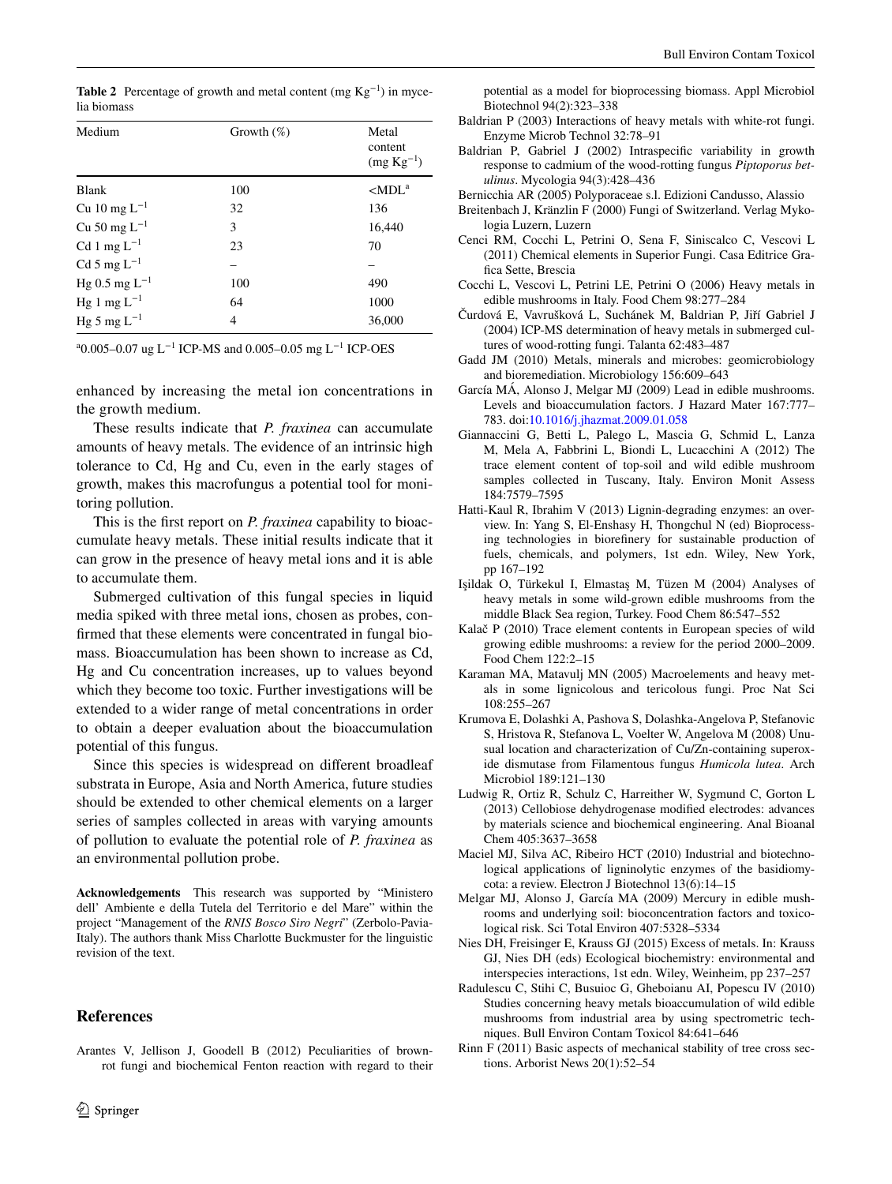**Table 2** Percentage of growth and metal content (mg $Kg^{-1}$) in mycelia biomass

| Medium | Growth (%) | Metal content (mg $Kg^{-1}$) |
|---|---|---|
| Blank | 100 | <MDL[a] |
| Cu 10 mg $L^{-1}$ | 32 | 136 |
| Cu 50 mg $L^{-1}$ | 3 | 16,440 |
| Cd 1 mg $L^{-1}$ | 23 | 70 |
| Cd 5 mg $L^{-1}$ | – | – |
| Hg 0.5 mg $L^{-1}$ | 100 | 490 |
| Hg 1 mg $L^{-1}$ | 64 | 1000 |
| Hg 5 mg $L^{-1}$ | 4 | 36,000 |

[a]0.005–0.07 ug $L^{-1}$ ICP-MS and 0.005–0.05 mg $L^{-1}$ ICP-OES

enhanced by increasing the metal ion concentrations in the growth medium.

These results indicate that *P. fraxinea* can accumulate amounts of heavy metals. The evidence of an intrinsic high tolerance to Cd, Hg and Cu, even in the early stages of growth, makes this macrofungus a potential tool for monitoring pollution.

This is the first report on *P. fraxinea* capability to bioaccumulate heavy metals. These initial results indicate that it can grow in the presence of heavy metal ions and it is able to accumulate them.

Submerged cultivation of this fungal species in liquid media spiked with three metal ions, chosen as probes, confirmed that these elements were concentrated in fungal biomass. Bioaccumulation has been shown to increase as Cd, Hg and Cu concentration increases, up to values beyond which they become too toxic. Further investigations will be extended to a wider range of metal concentrations in order to obtain a deeper evaluation about the bioaccumulation potential of this fungus.

Since this species is widespread on different broadleaf substrata in Europe, Asia and North America, future studies should be extended to other chemical elements on a larger series of samples collected in areas with varying amounts of pollution to evaluate the potential role of *P. fraxinea* as an environmental pollution probe.

**Acknowledgements** This research was supported by "Ministero dell' Ambiente e della Tutela del Territorio e del Mare" within the project "Management of the *RNIS Bosco Siro Negri*" (Zerbolo-Pavia-Italy). The authors thank Miss Charlotte Buckmuster for the linguistic revision of the text.

## References

Arantes V, Jellison J, Goodell B (2012) Peculiarities of brown-rot fungi and biochemical Fenton reaction with regard to their potential as a model for bioprocessing biomass. Appl Microbiol Biotechnol 94(2):323–338

Baldrian P (2003) Interactions of heavy metals with white-rot fungi. Enzyme Microb Technol 32:78–91

Baldrian P, Gabriel J (2002) Intraspecific variability in growth response to cadmium of the wood-rotting fungus *Piptoporus betulinus*. Mycologia 94(3):428–436

Bernicchia AR (2005) Polyporaceae s.l. Edizioni Candusso, Alassio

Breitenbach J, Kränzlin F (2000) Fungi of Switzerland. Verlag Mykologia Luzern, Luzern

Cenci RM, Cocchi L, Petrini O, Sena F, Siniscalco C, Vescovi L (2011) Chemical elements in Superior Fungi. Casa Editrice Grafica Sette, Brescia

Cocchi L, Vescovi L, Petrini LE, Petrini O (2006) Heavy metals in edible mushrooms in Italy. Food Chem 98:277–284

Čurdová E, Vavrušková L, Suchánek M, Baldrian P, Jiří Gabriel J (2004) ICP-MS determination of heavy metals in submerged cultures of wood-rotting fungi. Talanta 62:483–487

Gadd JM (2010) Metals, minerals and microbes: geomicrobiology and bioremediation. Microbiology 156:609–643

García MÁ, Alonso J, Melgar MJ (2009) Lead in edible mushrooms. Levels and bioaccumulation factors. J Hazard Mater 167:777–783. doi:10.1016/j.jhazmat.2009.01.058

Giannaccini G, Betti L, Palego L, Mascia G, Schmid L, Lanza M, Mela A, Fabbrini L, Biondi L, Lucacchini A (2012) The trace element content of top-soil and wild edible mushroom samples collected in Tuscany, Italy. Environ Monit Assess 184:7579–7595

Hatti-Kaul R, Ibrahim V (2013) Lignin-degrading enzymes: an overview. In: Yang S, El-Enshasy H, Thongchul N (ed) Bioprocessing technologies in biorefinery for sustainable production of fuels, chemicals, and polymers, 1st edn. Wiley, New York, pp 167–192

Işildak O, Türkekul I, Elmastaş M, Tüzen M (2004) Analyses of heavy metals in some wild-grown edible mushrooms from the middle Black Sea region, Turkey. Food Chem 86:547–552

Kalač P (2010) Trace element contents in European species of wild growing edible mushrooms: a review for the period 2000–2009. Food Chem 122:2–15

Karaman MA, Matavulj MN (2005) Macroelements and heavy metals in some lignicolous and tericolous fungi. Proc Nat Sci 108:255–267

Krumova E, Dolashki A, Pashova S, Dolashka-Angelova P, Stefanovic S, Hristova R, Stefanova L, Voelter W, Angelova M (2008) Unusual location and characterization of Cu/Zn-containing superoxide dismutase from Filamentous fungus *Humicola lutea*. Arch Microbiol 189:121–130

Ludwig R, Ortiz R, Schulz C, Harreither W, Sygmund C, Gorton L (2013) Cellobiose dehydrogenase modified electrodes: advances by materials science and biochemical engineering. Anal Bioanal Chem 405:3637–3658

Maciel MJ, Silva AC, Ribeiro HCT (2010) Industrial and biotechnological applications of ligninolytic enzymes of the basidiomycota: a review. Electron J Biotechnol 13(6):14–15

Melgar MJ, Alonso J, García MA (2009) Mercury in edible mushrooms and underlying soil: bioconcentration factors and toxicological risk. Sci Total Environ 407:5328–5334

Nies DH, Freisinger E, Krauss GJ (2015) Excess of metals. In: Krauss GJ, Nies DH (eds) Ecological biochemistry: environmental and interspecies interactions, 1st edn. Wiley, Weinheim, pp 237–257

Radulescu C, Stihi C, Busuioc G, Gheboianu AI, Popescu IV (2010) Studies concerning heavy metals bioaccumulation of wild edible mushrooms from industrial area by using spectrometric techniques. Bull Environ Contam Toxicol 84:641–646

Rinn F (2011) Basic aspects of mechanical stability of tree cross sections. Arborist News 20(1):52–54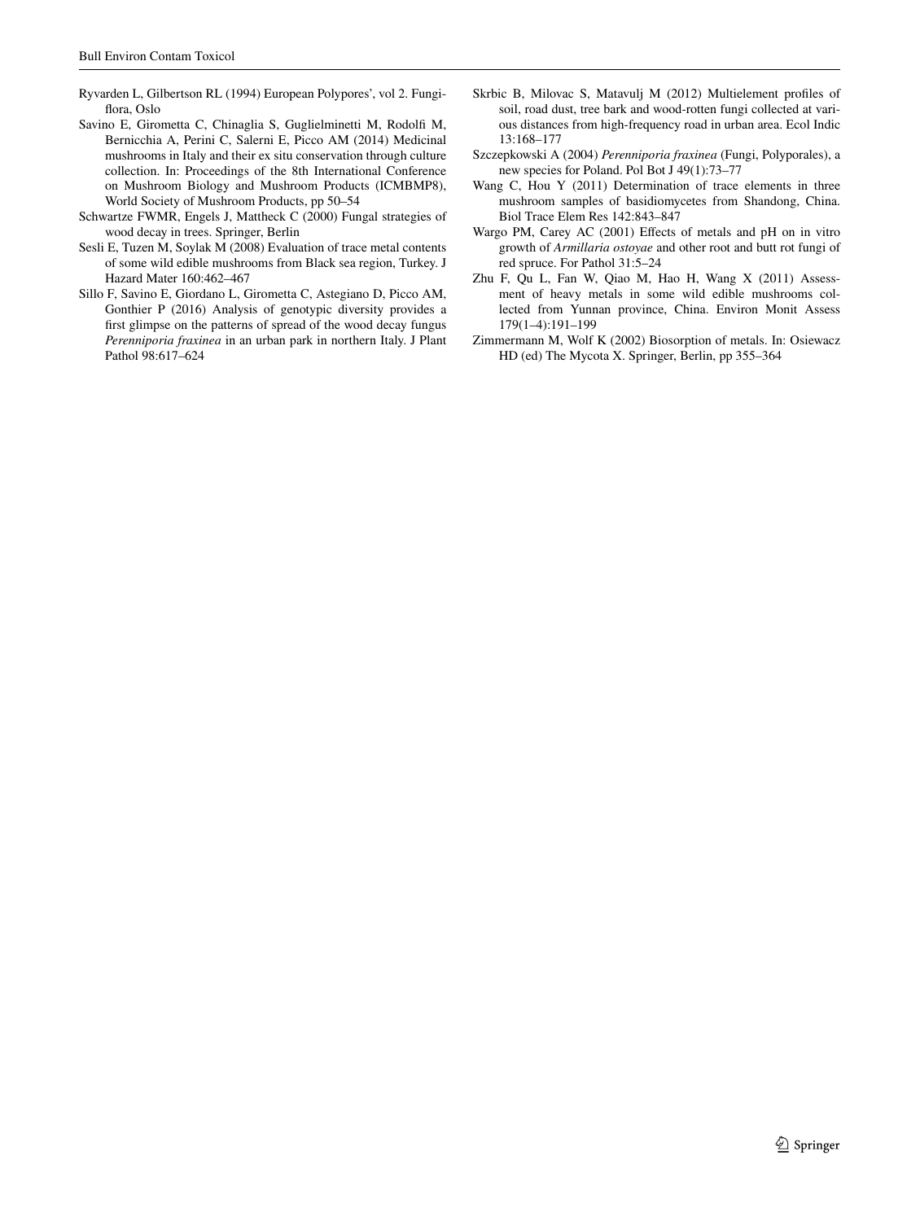Ryvarden L, Gilbertson RL (1994) European Polypores', vol 2. Fungiflora, Oslo

Savino E, Girometta C, Chinaglia S, Guglielminetti M, Rodolfi M, Bernicchia A, Perini C, Salerni E, Picco AM (2014) Medicinal mushrooms in Italy and their ex situ conservation through culture collection. In: Proceedings of the 8th International Conference on Mushroom Biology and Mushroom Products (ICMBMP8), World Society of Mushroom Products, pp 50–54

Schwartze FWMR, Engels J, Mattheck C (2000) Fungal strategies of wood decay in trees. Springer, Berlin

Sesli E, Tuzen M, Soylak M (2008) Evaluation of trace metal contents of some wild edible mushrooms from Black sea region, Turkey. J Hazard Mater 160:462–467

Sillo F, Savino E, Giordano L, Girometta C, Astegiano D, Picco AM, Gonthier P (2016) Analysis of genotypic diversity provides a first glimpse on the patterns of spread of the wood decay fungus *Perenniporia fraxinea* in an urban park in northern Italy. J Plant Pathol 98:617–624

Skrbic B, Milovac S, Matavulj M (2012) Multielement profiles of soil, road dust, tree bark and wood-rotten fungi collected at various distances from high-frequency road in urban area. Ecol Indic 13:168–177

Szczepkowski A (2004) *Perenniporia fraxinea* (Fungi, Polyporales), a new species for Poland. Pol Bot J 49(1):73–77

Wang C, Hou Y (2011) Determination of trace elements in three mushroom samples of basidiomycetes from Shandong, China. Biol Trace Elem Res 142:843–847

Wargo PM, Carey AC (2001) Effects of metals and pH on in vitro growth of *Armillaria ostoyae* and other root and butt rot fungi of red spruce. For Pathol 31:5–24

Zhu F, Qu L, Fan W, Qiao M, Hao H, Wang X (2011) Assessment of heavy metals in some wild edible mushrooms collected from Yunnan province, China. Environ Monit Assess 179(1–4):191–199

Zimmermann M, Wolf K (2002) Biosorption of metals. In: Osiewacz HD (ed) The Mycota X. Springer, Berlin, pp 355–364